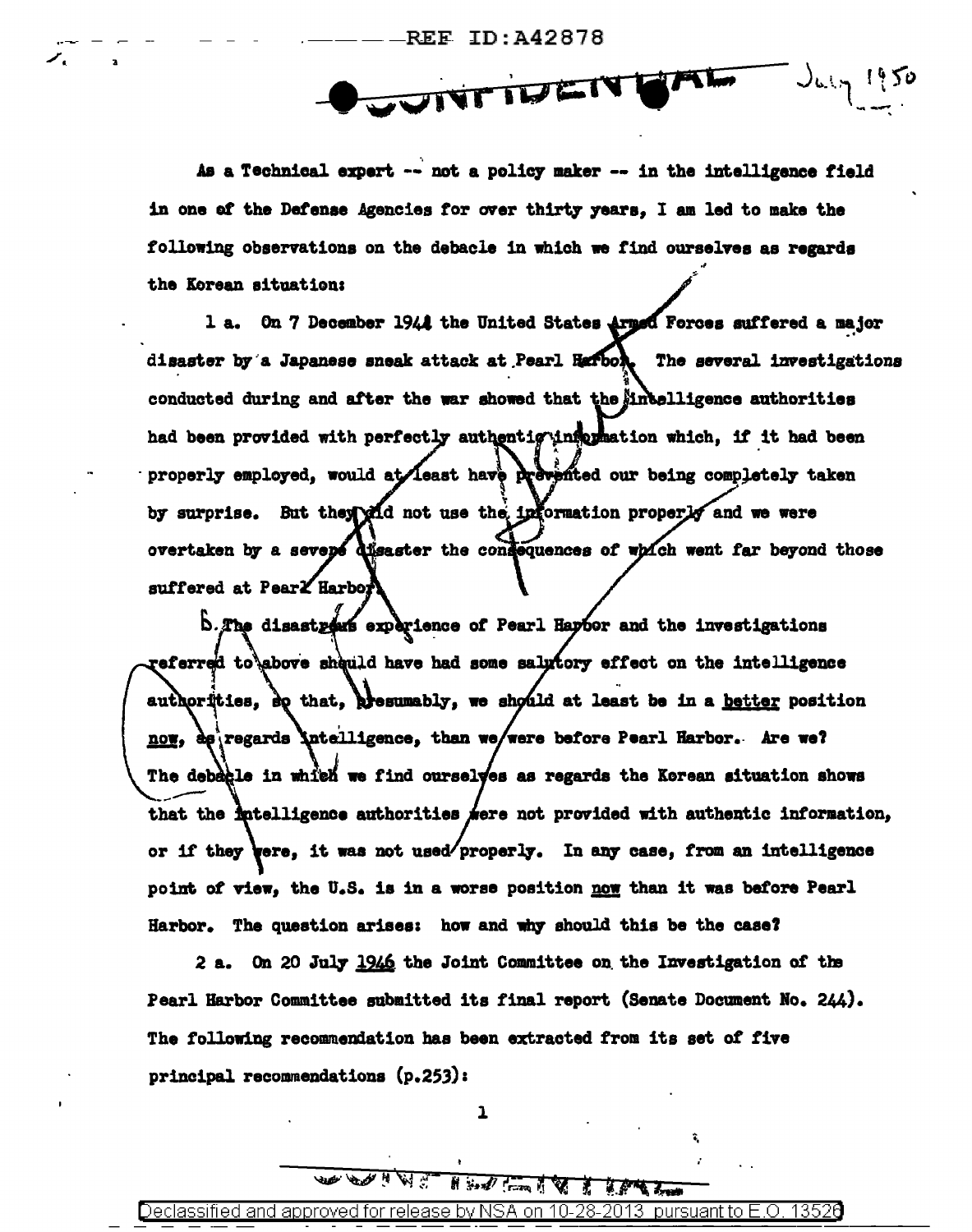REF ID:A42878

CONFIDENTIAL July 1950

As a Technical expert -- not a policy maker -- in the intelligence field in one of the Defense Agencies for over thirty years, I am led to make the following observations on the debacle in which we find ourselves as regards the Korean situation:

1 a. On 7 December 1941 the United States Armed Forces suffered a major disaster by a Japanese sneak attack at Pearl Harbor. The several investigations conducted during and after the war showed that the intelligence authorities had been provided with perfectly authentic information which, if it had been properly employed, would at least have prevented our being completely taken by surprise. But they did not use the information properly and we were overtaken by a severe disaster the consequences of which went far beyond those suffered at Pearl Harbor.

b. The disastrous experience of Pearl Harbor and the investigations referred to above should have had some salutory effect on the intelligence authorities, so that, presumably, we should at least be in a better position now, as regards intelligence, than we were before Pearl Harbor. Are we? The debacle in which we find ourselves as regards the Korean situation shows that the intelligence authorities were not provided with authentic information, or if they were, it was not used properly. In any case, from an intelligence point of view, the U.S. is in a worse position now than it was before Pearl Harbor. The question arises: how and why should this be the case?

2 a. On 20 July 1946 the Joint Committee on the Investigation of the Pearl Harbor Committee submitted its final report (Senate Document No. 244). The following recommendation has been extracted from its set of five principal recommendations (p.253):

CONFIDENTIAL

Declassified and approved for release by NSA on 10-28-2013 pursuant to E.O. 13526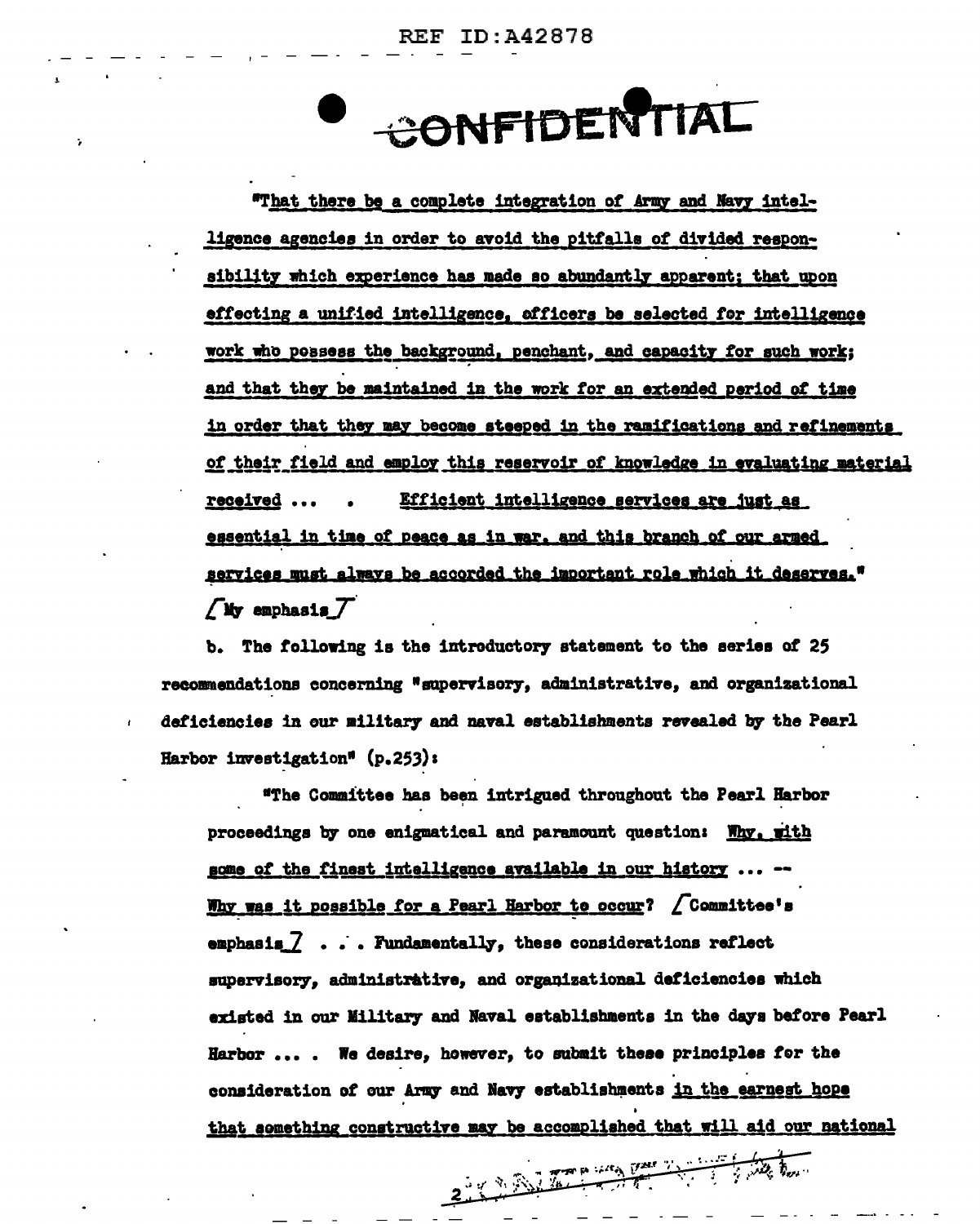CONFIDENTIAL

"<u>That there be a complete integration of Army and Navy intelligence agencies in order to avoid the pitfalls of divided responsibility which experience has made so abundantly apparent; that upon effecting a unified intelligence, officers be selected for intelligence work who possess the background, penchant, and capacity for such work; and that they be maintained in the work for an extended period of time in order that they may become steeped in the ramifications and refinements of their field and employ this reservoir of knowledge in evaluating material received</u> ... . <u>Efficient intelligence services are just as essential in time of peace as in war, and this branch of our armed services must always be accorded the important role which it deserves.</u>" [My emphasis]

b. The following is the introductory statement to the series of 25 recommendations concerning "supervisory, administrative, and organizational deficiencies in our military and naval establishments revealed by the Pearl Harbor investigation" (p.253):

"The Committee has been intrigued throughout the Pearl Harbor proceedings by one enigmatical and paramount question: <u>Why, with some of the finest intelligence available in our history</u> ... -- <u>Why was it possible for a Pearl Harbor to occur?</u> [Committee's emphasis] . . . Fundamentally, these considerations reflect supervisory, administrative, and organizational deficiencies which existed in our Military and Naval establishments in the days before Pearl Harbor ... . We desire, however, to submit these principles for the consideration of our Army and Navy establishments <u>in the earnest hope that something constructive may be accomplished that will aid our national</u>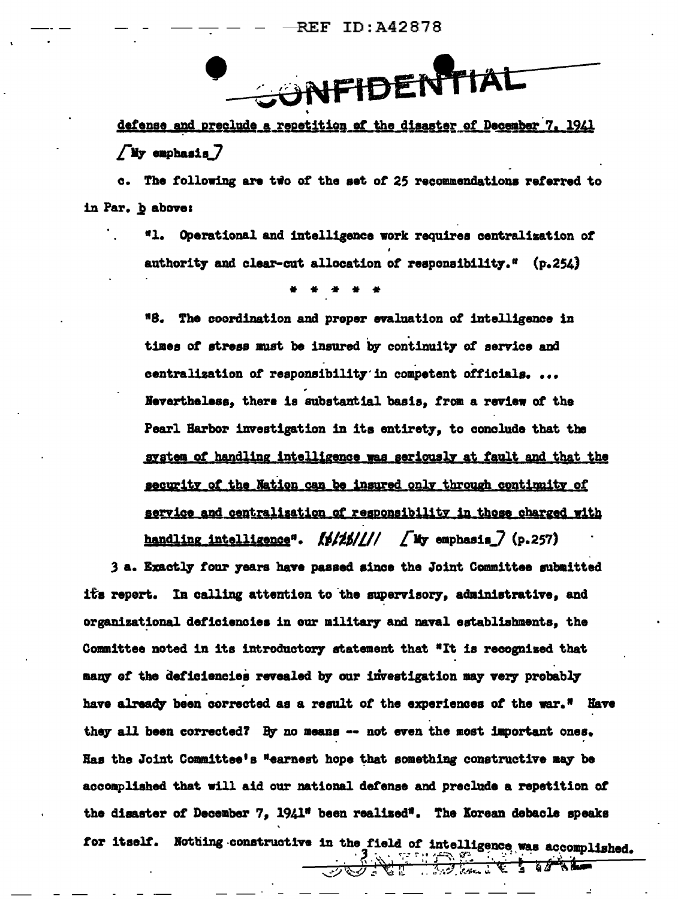CONFIDENTIAL

defense and preclude a repetition of the disaster of December 7, 1941 [My emphasis]

c. The following are two of the set of 25 recommendations referred to in Par. b above:

"1. Operational and intelligence work requires centralization of authority and clear-cut allocation of responsibility." (p.254)

* * * * *

"8. The coordination and proper evaluation of intelligence in times of stress must be insured by continuity of service and centralization of responsibility in competent officials. ... Nevertheless, there is substantial basis, from a review of the Pearl Harbor investigation in its entirety, to conclude that the system of handling intelligence was seriously at fault and that the security of the Nation can be insured only through continuity of service and centralization of responsibility in those charged with handling intelligence". [My emphasis] (p.257)

3 a. Exactly four years have passed since the Joint Committee submitted its report. In calling attention to the supervisory, administrative, and organizational deficiencies in our military and naval establishments, the Committee noted in its introductory statement that "It is recognized that many of the deficiencies revealed by our investigation may very probably have already been corrected as a result of the experiences of the war." Have they all been corrected? By no means -- not even the most important ones. Has the Joint Committee's "earnest hope that something constructive may be accomplished that will aid our national defense and preclude a repetition of the disaster of December 7, 1941" been realized". The Korean debacle speaks for itself. Nothing constructive in the field of intelligence was accomplished.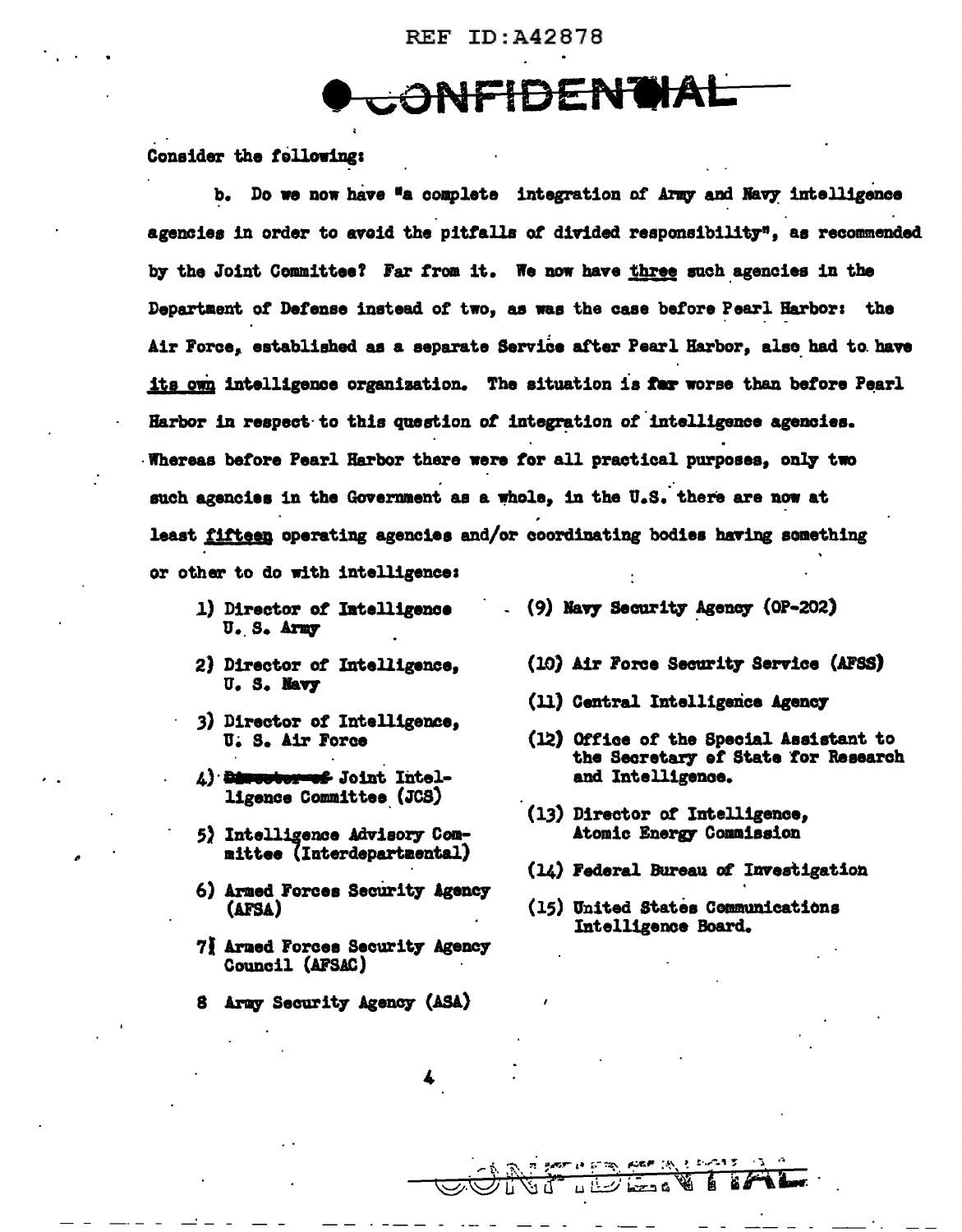# CONFIDENTIAL

Consider the following:

b. Do we now have "a complete integration of Army and Navy intelligence agencies in order to avoid the pitfalls of divided responsibility", as recommended by the Joint Committee? Far from it. We now have <u>three</u> such agencies in the Department of Defense instead of two, as was the case before Pearl Harbor: the Air Force, established as a separate Service after Pearl Harbor, also had to have <u>its own</u> intelligence organization. The situation is far worse than before Pearl Harbor in respect to this question of integration of intelligence agencies. Whereas before Pearl Harbor there were for all practical purposes, only two such agencies in the Government as a whole, in the U.S. there are now at least <u>fifteen</u> operating agencies and/or coordinating bodies having something or other to do with intelligence:

1) Director of Intelligence U. S. Army
2) Director of Intelligence, U. S. Navy
3) Director of Intelligence, U. S. Air Force
4) ~~Director of~~ Joint Intelligence Committee (JCS)
5) Intelligence Advisory Committee (Interdepartmental)
6) Armed Forces Security Agency (AFSA)
7) Armed Forces Security Agency Council (AFSAC)
8) Army Security Agency (ASA)
9) Navy Security Agency (OP-202)
10) Air Force Security Service (AFSS)
11) Central Intelligence Agency
12) Office of the Special Assistant to the Secretary of State for Research and Intelligence.
13) Director of Intelligence, Atomic Energy Commission
14) Federal Bureau of Investigation
15) United States Communications Intelligence Board.

CONFIDENTIAL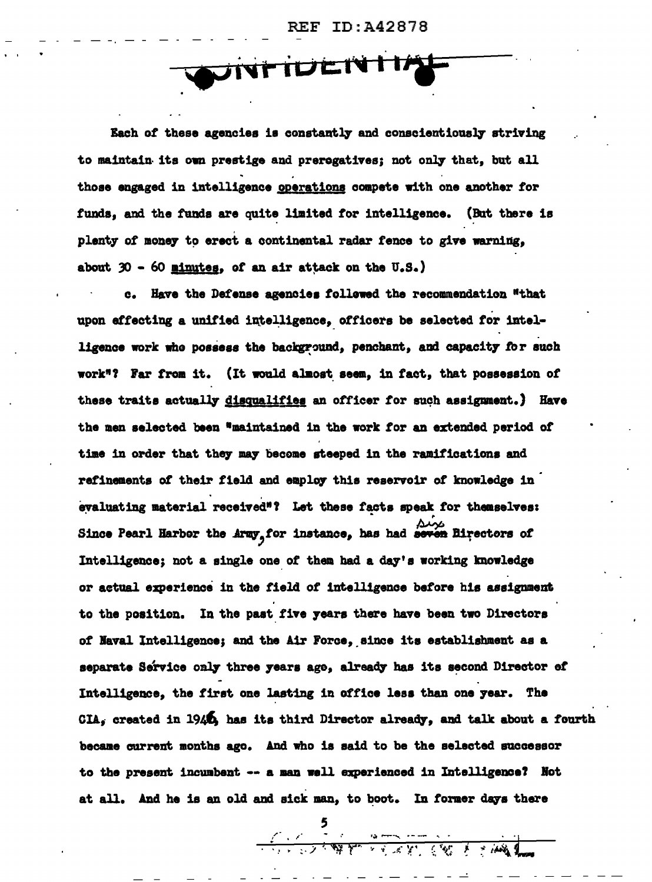CONFIDENTIAL

Each of these agencies is constantly and conscientiously striving to maintain its own prestige and prerogatives; not only that, but all those engaged in intelligence <u>operations</u> compete with one another for funds, and the funds are quite limited for intelligence. (But there is plenty of money to erect a continental radar fence to give warning, about 30 - 60 <u>minutes</u>, of an air attack on the U.S.)

c. Have the Defense agencies followed the recommendation "that upon effecting a unified intelligence, officers be selected for intelligence work who possess the background, penchant, and capacity for such work"? Far from it. (It would almost seem, in fact, that possession of these traits actually <u>disqualifies</u> an officer for such assignment.) Have the men selected been "maintained in the work for an extended period of time in order that they may become steeped in the ramifications and refinements of their field and employ this reservoir of knowledge in evaluating material received"? Let these facts speak for themselves: Since Pearl Harbor the Army, for instance, has had ~~seven~~ six Directors of Intelligence; not a single one of them had a day's working knowledge or actual experience in the field of intelligence before his assignment to the position. In the past five years there have been two Directors of Naval Intelligence; and the Air Force, since its establishment as a separate Service only three years ago, already has its second Director of Intelligence, the first one lasting in office less than one year. The CIA, created in 1946, has its third Director already, and talk about a fourth became current months ago. And who is said to be the selected successor to the present incumbent -- a man well experienced in Intelligence? Not at all. And he is an old and sick man, to boot. In former days there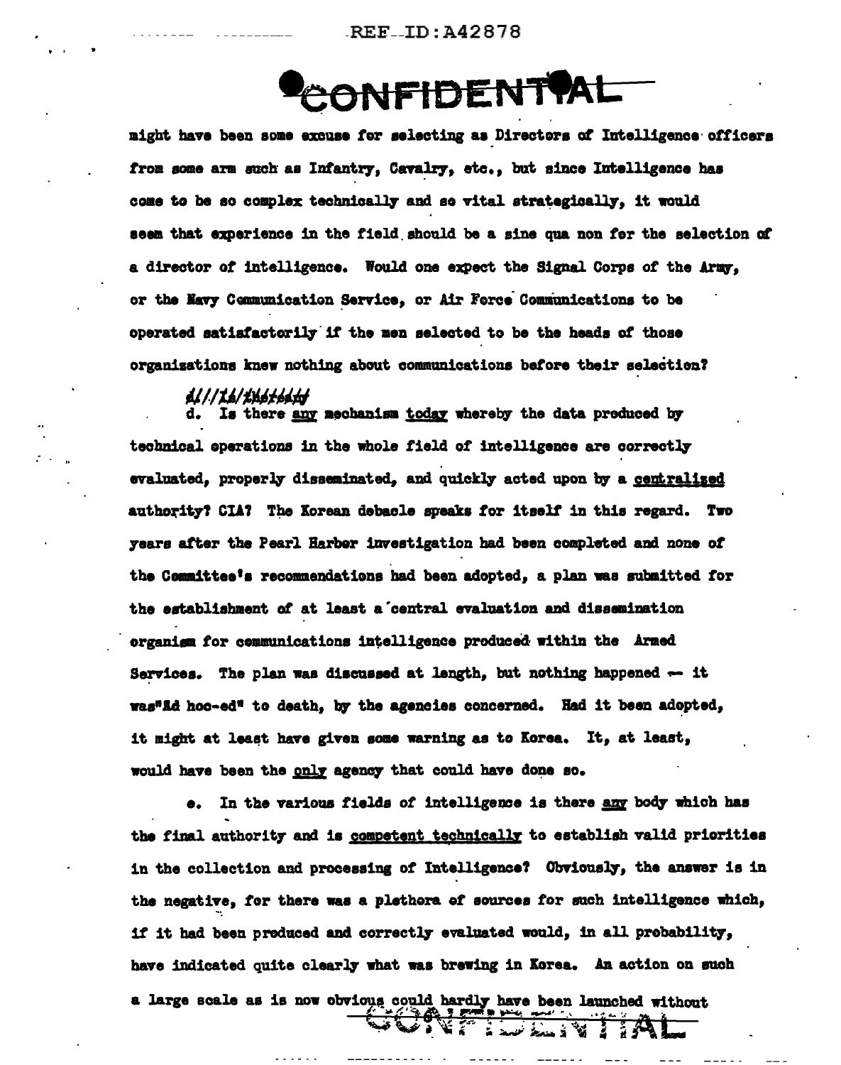might have been some excuse for selecting as Directors of Intelligence officers from some arm such as Infantry, Cavalry, etc., but since Intelligence has come to be so complex technically and so vital strategically, it would seem that experience in the field should be a sine qua non for the selection of a director of intelligence. Would one expect the Signal Corps of the Army, or the Navy Communication Service, or Air Force Communications to be operated satisfactorily if the men selected to be the heads of those organizations knew nothing about communications before their selection?

d. Is there any mechanism today whereby the data produced by technical operations in the whole field of intelligence are correctly evaluated, properly disseminated, and quickly acted upon by a centralized authority? CIA? The Korean debacle speaks for itself in this regard. Two years after the Pearl Harbor investigation had been completed and none of the Committee's recommendations had been adopted, a plan was submitted for the establishment of at least a central evaluation and dissemination organism for communications intelligence produced within the Armed Services. The plan was discussed at length, but nothing happened — it was "Ad hoc-ed" to death, by the agencies concerned. Had it been adopted, it might at least have given some warning as to Korea. It, at least, would have been the only agency that could have done so.

e. In the various fields of intelligence is there any body which has the final authority and is competent technically to establish valid priorities in the collection and processing of Intelligence? Obviously, the answer is in the negative, for there was a plethora of sources for such intelligence which, if it had been produced and correctly evaluated would, in all probability, have indicated quite clearly what was brewing in Korea. An action on such a large scale as is now obvious could hardly have been launched without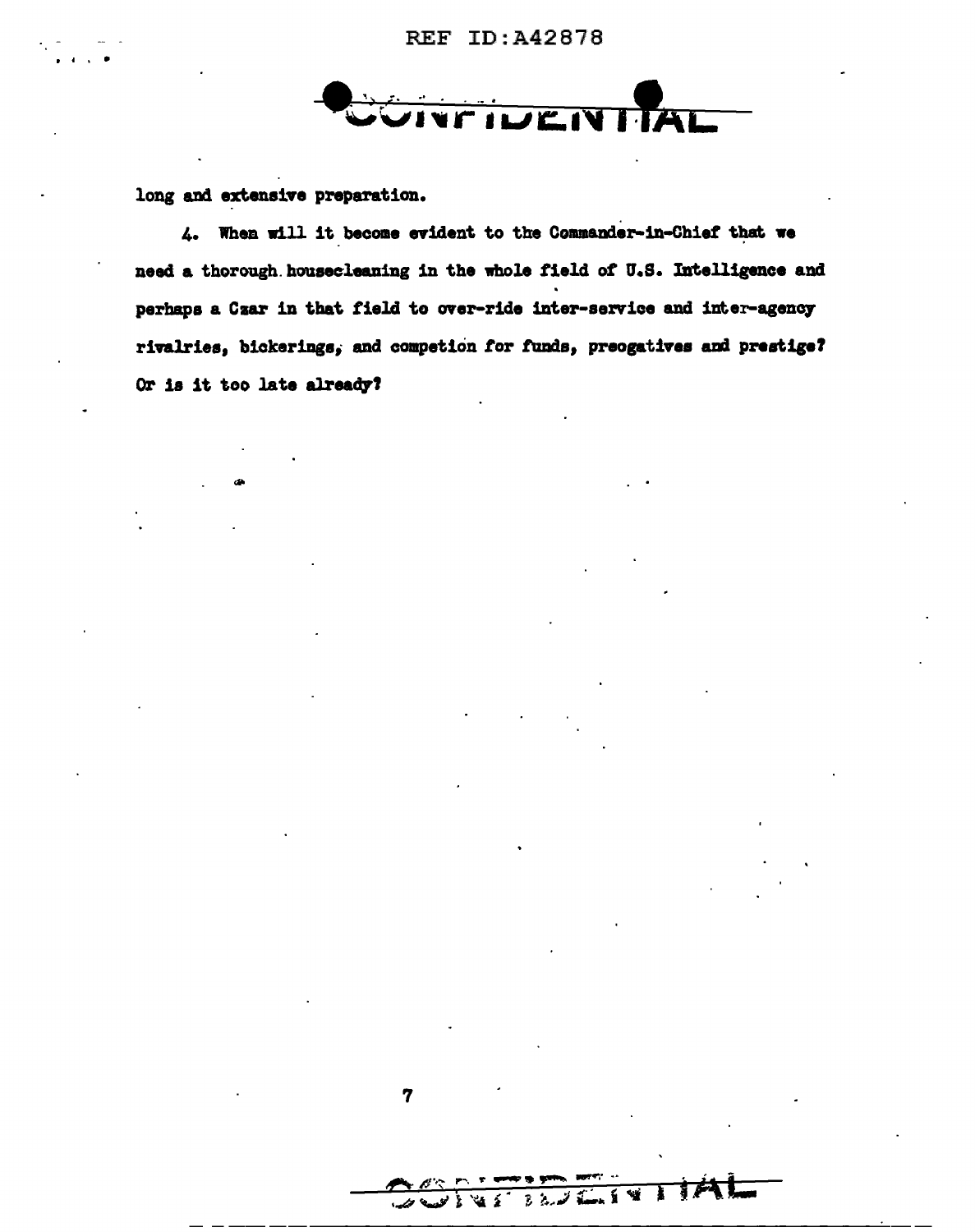long and extensive preparation.

4. When will it become evident to the Commander-in-Chief that we need a thorough housecleaning in the whole field of U.S. Intelligence and perhaps a Czar in that field to over-ride inter-service and inter-agency rivalries, bickerings, and competion for funds, preogatives and prestige? Or is it too late already?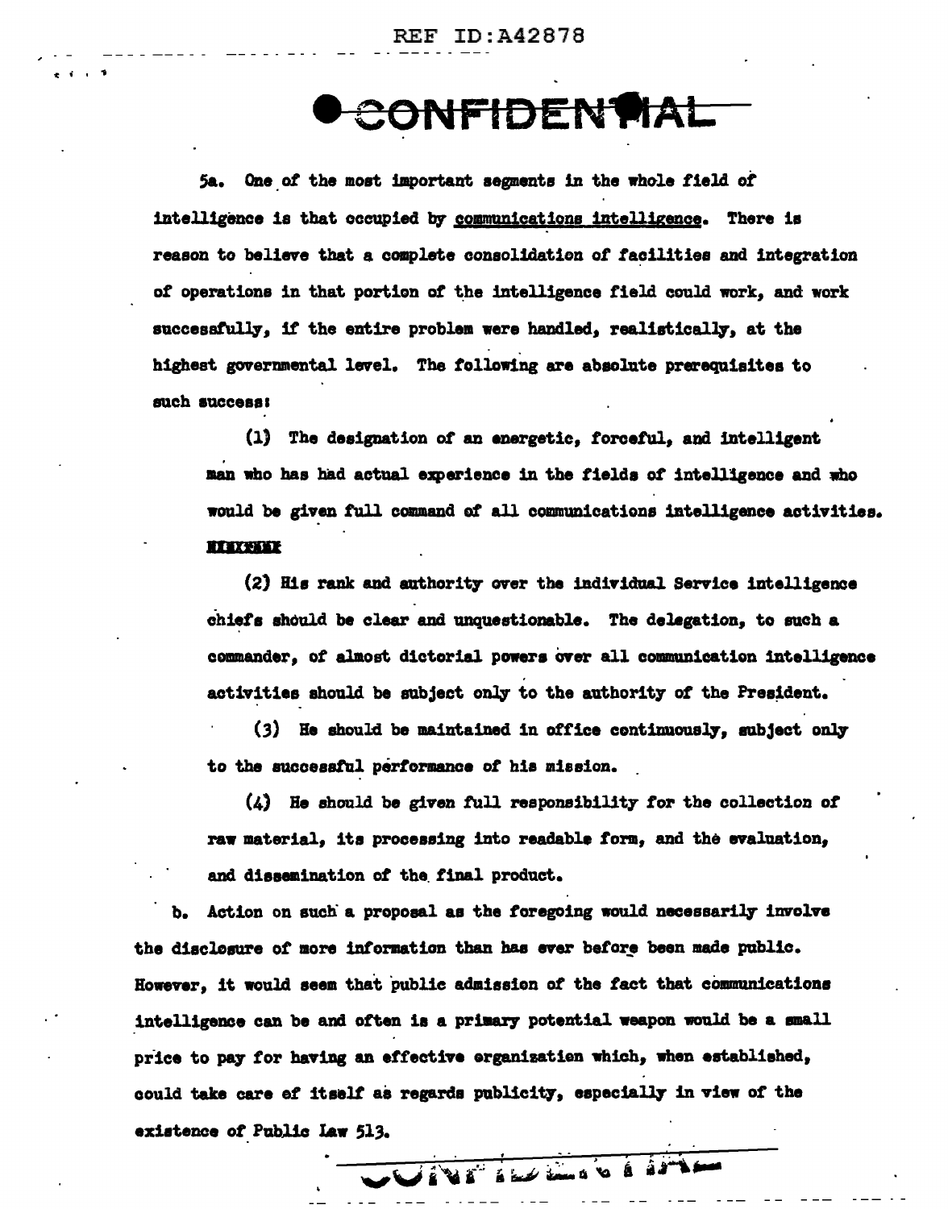5a. One of the most important segments in the whole field of intelligence is that occupied by communications intelligence. There is reason to believe that a complete consolidation of facilities and integration of operations in that portion of the intelligence field could work, and work successfully, if the entire problem were handled, realistically, at the highest governmental level. The following are absolute prerequisites to such success:

(1) The designation of an energetic, forceful, and intelligent man who has had actual experience in the fields of intelligence and who would be given full command of all communications intelligence activities.

(2) His rank and authority over the individual Service intelligence chiefs should be clear and unquestionable. The delegation, to such a commander, of almost dictorial powers over all communication intelligence activities should be subject only to the authority of the President.

(3) He should be maintained in office continuously, subject only to the successful performance of his mission.

(4) He should be given full responsibility for the collection of raw material, its processing into readable form, and the evaluation, and dissemination of the final product.

b. Action on such a proposal as the foregoing would necessarily involve the disclosure of more information than has ever before been made public. However, it would seem that public admission of the fact that communications intelligence can be and often is a primary potential weapon would be a small price to pay for having an effective organization which, when established, could take care of itself as regards publicity, especially in view of the existence of Public Law 513.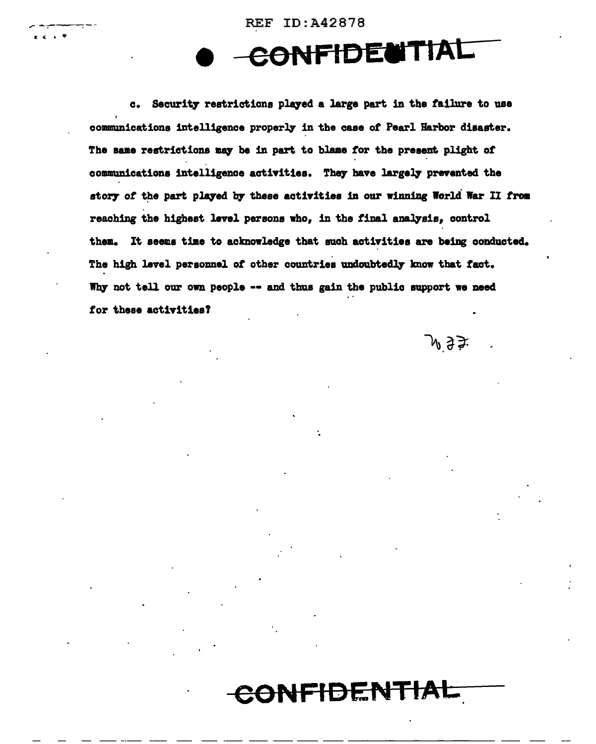c. Security restrictions played a large part in the failure to use communications intelligence properly in the case of Pearl Harbor disaster. The same restrictions may be in part to blame for the present plight of communications intelligence activities. They have largely prevented the story of the part played by these activities in our winning World War II from reaching the highest level persons who, in the final analysis, control them. It seems time to acknowledge that such activities are being conducted. The high level personnel of other countries undoubtedly know that fact. Why not tell our own people -- and thus gain the public support we need for these activities?